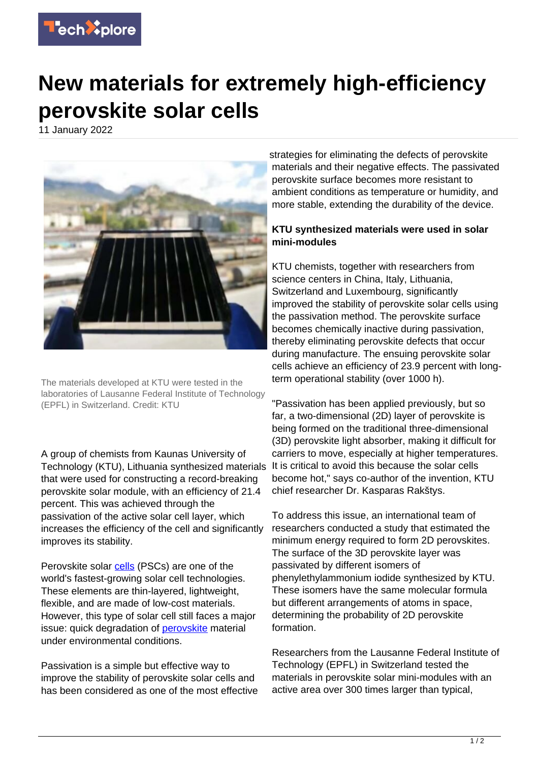# New materials for extremely high-efficiency perovskite solar cells

11 January 2022

The materials developed at KTU were tested in the laboratories of Lausanne Federal Institute of Technology (EPFL) in Switzerland. Credit: KTU

A group of chemists from Kaunas University of Technology (KTU), Lithuania synthesized materials that were used for constructing a record-breaking perovskite solar module, with an efficiency of 21.4 percent. This was achieved through the passivation of the active solar cell layer, which increases the efficiency of the cell and significantly improves its stability.

Perovskite solar cells (PSCs) are one of the world's fastest-growing solar cell technologies. These elements are thin-layered, lightweight, flexible, and are made of low-cost materials. However, this type of solar cell still faces a major issue: quick degradation of perovskite material under environmental conditions.

Passivation is a simple but effective way to improve the stability of perovskite solar cells and has been considered as one of the most effective strategies for eliminating the defects of perovskite materials and their negative effects. The passivated perovskite surface becomes more resistant to ambient conditions as temperature or humidity, and more stable, extending the durability of the device.

**KTU synthesized materials were used in solar mini-modules**

KTU chemists, together with researchers from science centers in China, Italy, Lithuania, Switzerland and Luxembourg, significantly improved the stability of perovskite solar cells using the passivation method. The perovskite surface becomes chemically inactive during passivation, thereby eliminating perovskite defects that occur during manufacture. The ensuing perovskite solar cells achieve an efficiency of 23.9 percent with long-term operational stability (over 1000 h).

"Passivation has been applied previously, but so far, a two-dimensional (2D) layer of perovskite is being formed on the traditional three-dimensional (3D) perovskite light absorber, making it difficult for carriers to move, especially at higher temperatures. It is critical to avoid this because the solar cells become hot," says co-author of the invention, KTU chief researcher Dr. Kasparas Rakštys.

To address this issue, an international team of researchers conducted a study that estimated the minimum energy required to form 2D perovskites. The surface of the 3D perovskite layer was passivated by different isomers of phenylethylammonium iodide synthesized by KTU. These isomers have the same molecular formula but different arrangements of atoms in space, determining the probability of 2D perovskite formation.

Researchers from the Lausanne Federal Institute of Technology (EPFL) in Switzerland tested the materials in perovskite solar mini-modules with an active area over 300 times larger than typical,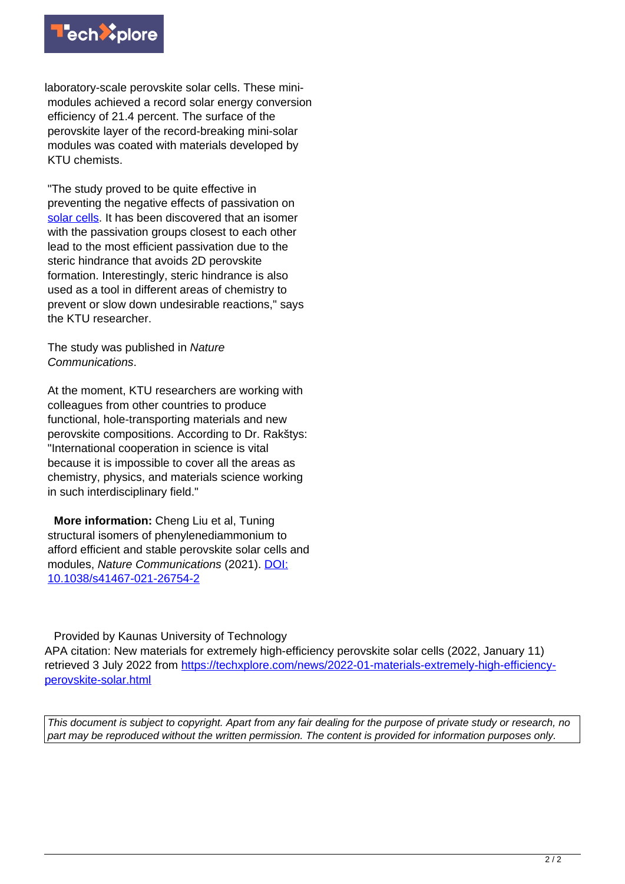laboratory-scale perovskite solar cells. These mini-modules achieved a record solar energy conversion efficiency of 21.4 percent. The surface of the perovskite layer of the record-breaking mini-solar modules was coated with materials developed by KTU chemists.

"The study proved to be quite effective in preventing the negative effects of passivation on solar cells. It has been discovered that an isomer with the passivation groups closest to each other lead to the most efficient passivation due to the steric hindrance that avoids 2D perovskite formation. Interestingly, steric hindrance is also used as a tool in different areas of chemistry to prevent or slow down undesirable reactions," says the KTU researcher.

The study was published in *Nature Communications*.

At the moment, KTU researchers are working with colleagues from other countries to produce functional, hole-transporting materials and new perovskite compositions. According to Dr. Rakštys: "International cooperation in science is vital because it is impossible to cover all the areas as chemistry, physics, and materials science working in such interdisciplinary field."

**More information:** Cheng Liu et al, Tuning structural isomers of phenylenediammonium to afford efficient and stable perovskite solar cells and modules, *Nature Communications* (2021). DOI: 10.1038/s41467-021-26754-2

Provided by Kaunas University of Technology

APA citation: New materials for extremely high-efficiency perovskite solar cells (2022, January 11) retrieved 3 July 2022 from https://techxplore.com/news/2022-01-materials-extremely-high-efficiency-perovskite-solar.html

*This document is subject to copyright. Apart from any fair dealing for the purpose of private study or research, no part may be reproduced without the written permission. The content is provided for information purposes only.*